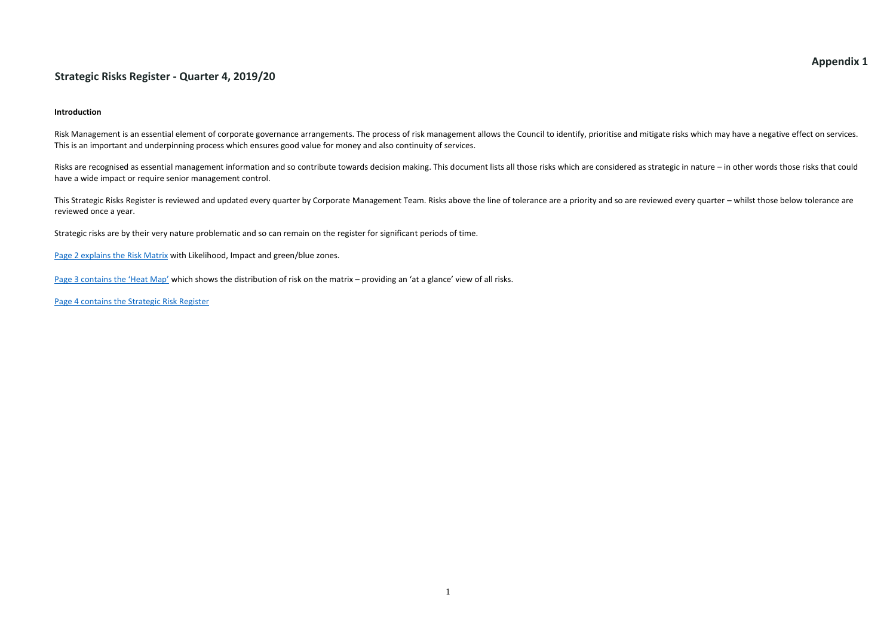**Appendix 1**

# Strategic Risks Register - Quarter 4, 2019/20

**Introduction**

Risk Management is an essential element of corporate governance arrangements. The process of risk management allows the Council to identify, prioritise and mitigate risks which may have a negative effect on services. This is an important and underpinning process which ensures good value for money and also continuity of services.

Risks are recognised as essential management information and so contribute towards decision making. This document lists all those risks which are considered as strategic in nature – in other words those risks that could have a wide impact or require senior management control.

This Strategic Risks Register is reviewed and updated every quarter by Corporate Management Team. Risks above the line of tolerance are a priority and so are reviewed every quarter – whilst those below tolerance are reviewed once a year.

Strategic risks are by their very nature problematic and so can remain on the register for significant periods of time.

Page 2 explains the Risk Matrix with Likelihood, Impact and green/blue zones.

Page 3 contains the 'Heat Map' which shows the distribution of risk on the matrix – providing an 'at a glance' view of all risks.

Page 4 contains the Strategic Risk Register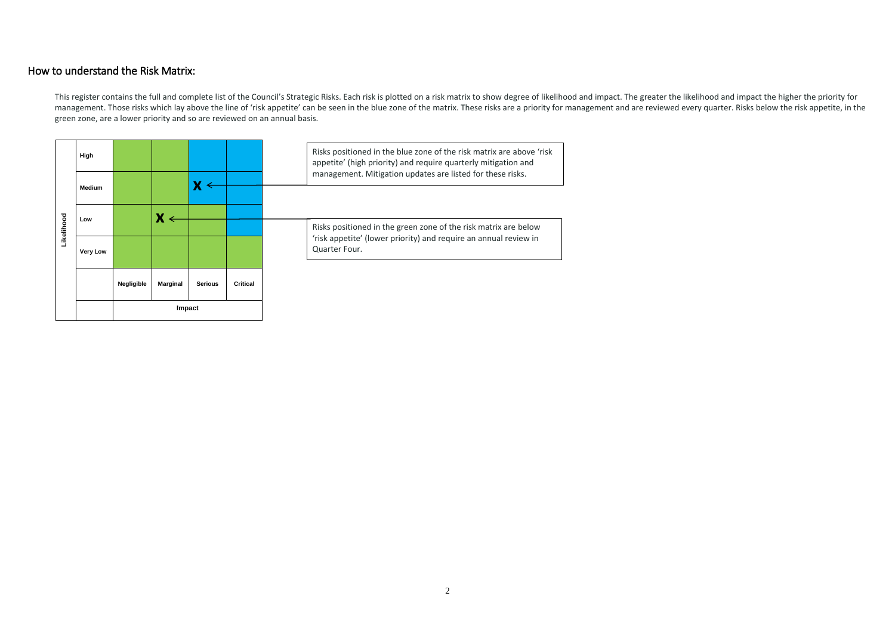## How to understand the Risk Matrix:

This register contains the full and complete list of the Council's Strategic Risks. Each risk is plotted on a risk matrix to show degree of likelihood and impact. The greater the likelihood and impact the higher the priority for management. Those risks which lay above the line of 'risk appetite' can be seen in the blue zone of the matrix. These risks are a priority for management and are reviewed every quarter. Risks below the risk appetite, in the green zone, are a lower priority and so are reviewed on an annual basis.

| Likelihood | | | | | |
|---|---|---|---|---|---|
| | High | | | | |
| | Medium | | | X | |
| | Low | | X | | |
| | Very Low | | | | |
| | | Negligible | Marginal | Serious | Critical |
| | | Impact | | | |

Risks positioned in the blue zone of the risk matrix are above 'risk appetite' (high priority) and require quarterly mitigation and management. Mitigation updates are listed for these risks.

Risks positioned in the green zone of the risk matrix are below 'risk appetite' (lower priority) and require an annual review in Quarter Four.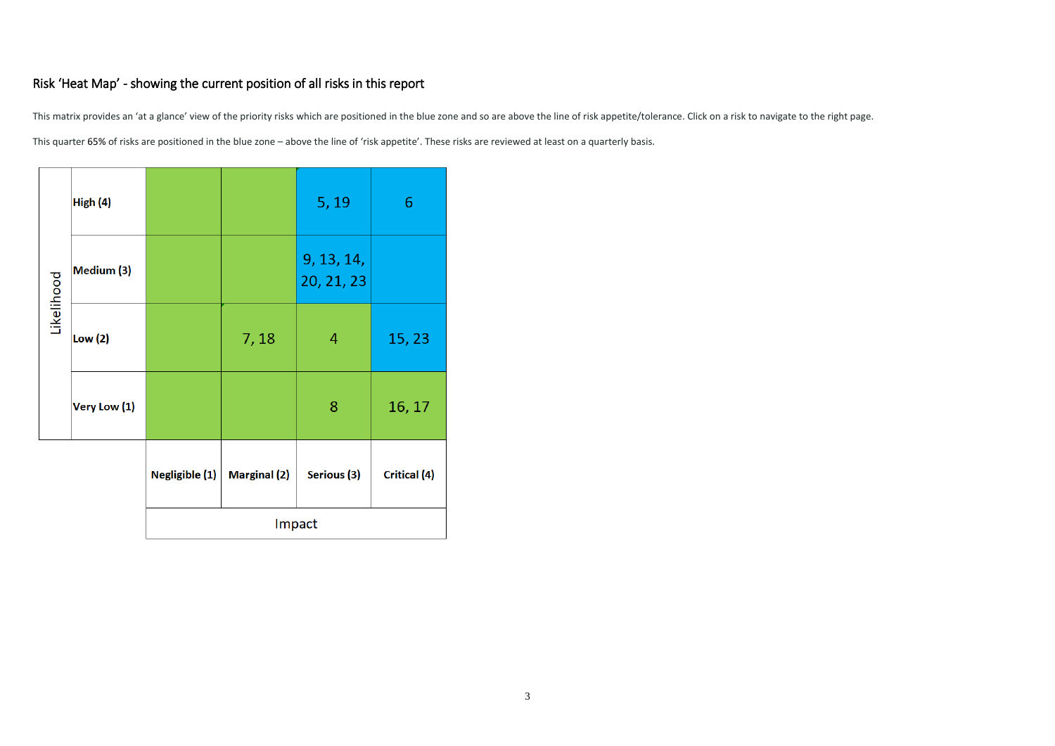## Risk 'Heat Map' - showing the current position of all risks in this report

This matrix provides an 'at a glance' view of the priority risks which are positioned in the blue zone and so are above the line of risk appetite/tolerance. Click on a risk to navigate to the right page.

This quarter 65% of risks are positioned in the blue zone – above the line of 'risk appetite'. These risks are reviewed at least on a quarterly basis.

| Likelihood | | Negligible (1) | Marginal (2) | Serious (3) | Critical (4) |
|---|---|---|---|---|---|
| | **High (4)** | | | 5, 19 | 6 |
| | **Medium (3)** | | | 9, 13, 14, 20, 21, 23 | |
| | **Low (2)** | | 7, 18 | 4 | 15, 23 |
| | **Very Low (1)** | | | 8 | 16, 17 |
| | | **Impact** | | | |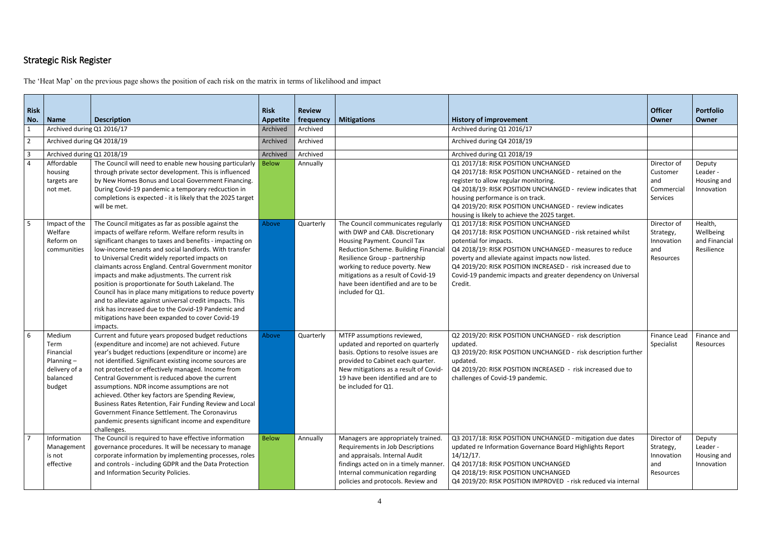## Strategic Risk Register

The 'Heat Map' on the previous page shows the position of each risk on the matrix in terms of likelihood and impact

| Risk No. | Name | Description | Risk Appetite | Review frequency | Mitigations | History of improvement | Officer Owner | Portfolio Owner |
|---|---|---|---|---|---|---|---|---|
| 1 | Archived during Q1 2016/17 | | Archived | Archived | | Archived during Q1 2016/17 | | |
| 2 | Archived during Q4 2018/19 | | Archived | Archived | | Archived during Q4 2018/19 | | |
| 3 | Archived during Q1 2018/19 | | Archived | Archived | | Archived during Q1 2018/19 | | |
| 4 | Affordable housing targets are not met. | The Council will need to enable new housing particularly through private sector development. This is influenced by New Homes Bonus and Local Government Financing. During Covid-19 pandemic a temporary redcuction in completions is expected - it is likely that the 2025 target will be met. | Below | Annually | | Q1 2017/18: RISK POSITION UNCHANGED<br>Q4 2017/18: RISK POSITION UNCHANGED - retained on the register to allow regular monitoring.<br>Q4 2018/19: RISK POSITION UNCHANGED - review indicates that housing performance is on track.<br>Q4 2019/20: RISK POSITION UNCHANGED - review indicates housing is likely to achieve the 2025 target. | Director of Customer and Commercial Services | Deputy Leader - Housing and Innovation |
| 5 | Impact of the Welfare Reform on communities | The Council mitigates as far as possible against the impacts of welfare reform. Welfare reform results in significant changes to taxes and benefits - impacting on low-income tenants and social landlords. With transfer to Universal Credit widely reported impacts on claimants across England. Central Government monitor impacts and make adjustments. The current risk position is proportionate for South Lakeland. The Council has in place many mitigations to reduce poverty and to alleviate against universal credit impacts. This risk has increased due to the Covid-19 Pandemic and mitigations have been expanded to cover Covid-19 impacts. | Above | Quarterly | The Council communicates regularly with DWP and CAB. Discretionary Housing Payment. Council Tax Reduction Scheme. Building Financial Resilience Group - partnership working to reduce poverty. New mitigations as a result of Covid-19 have been identified and are to be included for Q1. | Q1 2017/18: RISK POSITION UNCHANGED<br>Q4 2017/18: RISK POSITION UNCHANGED - risk retained whilst potential for impacts.<br>Q4 2018/19: RISK POSITION UNCHANGED - measures to reduce poverty and alleviate against impacts now listed.<br>Q4 2019/20: RISK POSITION INCREASED - risk increased due to Covid-19 pandemic impacts and greater dependency on Universal Credit. | Director of Strategy, Innovation and Resources | Health, Wellbeing and Financial Resilience |
| 6 | Medium Term Financial Planning – delivery of a balanced budget | Current and future years proposed budget reductions (expenditure and income) are not achieved. Future year's budget reductions (expenditure or income) are not identified. Significant existing income sources are not protected or effectively managed. Income from Central Government is reduced above the current assumptions. NDR income assumptions are not achieved. Other key factors are Spending Review, Business Rates Retention, Fair Funding Review and Local Government Finance Settlement. The Coronavirus pandemic presents significant income and expenditure challenges. | Above | Quarterly | MTFP assumptions reviewed, updated and reported on quarterly basis. Options to resolve issues are provided to Cabinet each quarter. New mitigations as a result of Covid-19 have been identified and are to be included for Q1. | Q2 2019/20: RISK POSITION UNCHANGED - risk description updated.<br>Q3 2019/20: RISK POSITION UNCHANGED - risk description further updated.<br>Q4 2019/20: RISK POSITION INCREASED - risk increased due to challenges of Covid-19 pandemic. | Finance Lead Specialist | Finance and Resources |
| 7 | Information Management is not effective | The Council is required to have effective information governance procedures. It will be necessary to manage corporate information by implementing processes, roles and controls - including GDPR and the Data Protection and Information Security Policies. | Below | Annually | Managers are appropriately trained. Requirements in Job Descriptions and appraisals. Internal Audit findings acted on in a timely manner. Internal communication regarding policies and protocols. Review and | Q3 2017/18: RISK POSITION UNCHANGED - mitigation due dates updated re Information Governance Board Highlights Report 14/12/17.<br>Q4 2017/18: RISK POSITION UNCHANGED<br>Q4 2018/19: RISK POSITION UNCHANGED<br>Q4 2019/20: RISK POSITION IMPROVED - risk reduced via internal | Director of Strategy, Innovation and Resources | Deputy Leader - Housing and Innovation |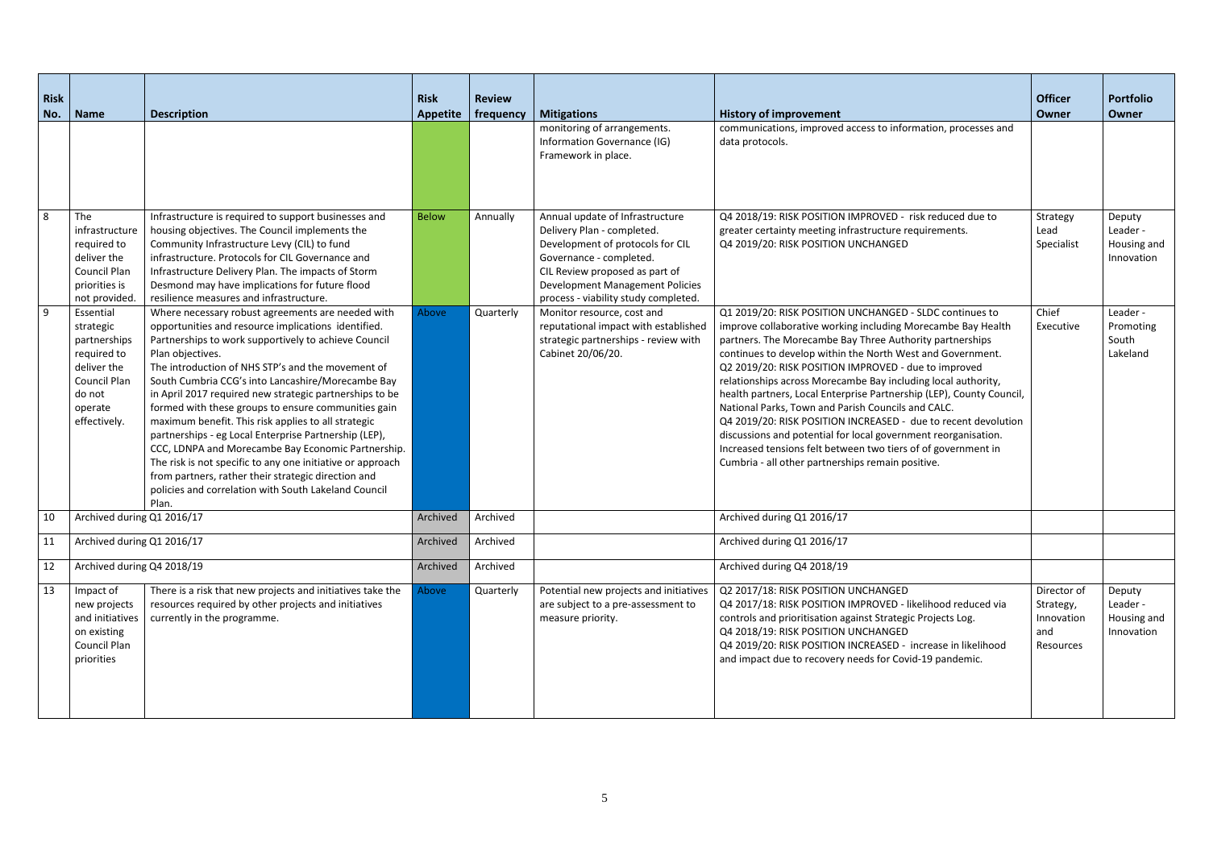| Risk No. | Name | Description | Risk Appetite | Review frequency | Mitigations | History of improvement | Officer Owner | Portfolio Owner |
|---|---|---|---|---|---|---|---|---|
| | | | | | monitoring of arrangements. Information Governance (IG) Framework in place. | communications, improved access to information, processes and data protocols. | | |
| 8 | The infrastructure required to deliver the Council Plan priorities is not provided. | Infrastructure is required to support businesses and housing objectives. The Council implements the Community Infrastructure Levy (CIL) to fund infrastructure. Protocols for CIL Governance and Infrastructure Delivery Plan. The impacts of Storm Desmond may have implications for future flood resilience measures and infrastructure. | Below | Annually | Annual update of Infrastructure Delivery Plan - completed. Development of protocols for CIL Governance - completed. CIL Review proposed as part of Development Management Policies process - viability study completed. | Q4 2018/19: RISK POSITION IMPROVED - risk reduced due to greater certainty meeting infrastructure requirements. Q4 2019/20: RISK POSITION UNCHANGED | Strategy Lead Specialist | Deputy Leader - Housing and Innovation |
| 9 | Essential strategic partnerships required to deliver the Council Plan objectives do not operate effectively. | Where necessary robust agreements are needed with opportunities and resource implications identified. Partnerships to work supportively to achieve Council Plan objectives. The introduction of NHS STP's and the movement of South Cumbria CCG's into Lancashire/Morecambe Bay in April 2017 required new strategic partnerships to be formed with these groups to ensure communities gain maximum benefit. This risk applies to all strategic partnerships - eg Local Enterprise Partnership (LEP), CCC, LDNPA and Morecambe Bay Economic Partnership. The risk is not specific to any one initiative or approach from partners, rather their strategic direction and policies and correlation with South Lakeland Council Plan. | Above | Quarterly | Monitor resource, cost and reputational impact with established strategic partnerships - review with Cabinet 20/06/20. | Q1 2019/20: RISK POSITION UNCHANGED - SLDC continues to improve collaborative working including Morecambe Bay Health partners. The Morecambe Bay Three Authority partnerships continues to develop within the North West and Government. Q2 2019/20: RISK POSITION IMPROVED - due to improved relationships across Morecambe Bay including local authority, health partners, Local Enterprise Partnership (LEP), County Council, National Parks, Town and Parish Councils and CALC. Q4 2019/20: RISK POSITION INCREASED - due to recent devolution discussions and potential for local government reorganisation. Increased tensions felt between two tiers of of government in Cumbria - all other partnerships remain positive. | Chief Executive | Leader - Promoting South Lakeland |
| 10 | Archived during Q1 2016/17 | | Archived | Archived | | Archived during Q1 2016/17 | | |
| 11 | Archived during Q1 2016/17 | | Archived | Archived | | Archived during Q1 2016/17 | | |
| 12 | Archived during Q4 2018/19 | | Archived | Archived | | Archived during Q4 2018/19 | | |
| 13 | Impact of new projects and initiatives on existing Council Plan priorities | There is a risk that new projects and initiatives take the resources required by other projects and initiatives currently in the programme. | Above | Quarterly | Potential new projects and initiatives are subject to a pre-assessment to measure priority. | Q2 2017/18: RISK POSITION UNCHANGED Q4 2017/18: RISK POSITION IMPROVED - likelihood reduced via controls and prioritisation against Strategic Projects Log. Q4 2018/19: RISK POSITION UNCHANGED Q4 2019/20: RISK POSITION INCREASED - increase in likelihood and impact due to recovery needs for Covid-19 pandemic. | Director of Strategy, Innovation and Resources | Deputy Leader - Housing and Innovation |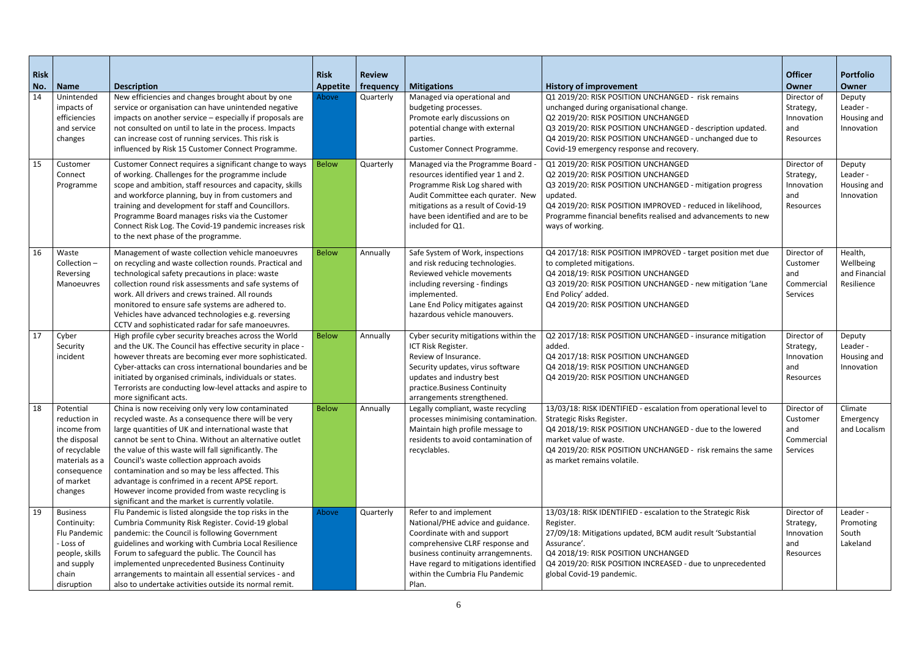| Risk No. | Name | Description | Risk Appetite | Review frequency | Mitigations | History of improvement | Officer Owner | Portfolio Owner |
|---|---|---|---|---|---|---|---|---|
| 14 | Unintended impacts of efficiencies and service changes | New efficiencies and changes brought about by one service or organisation can have unintended negative impacts on another service – especially if proposals are not consulted on until to late in the process. Impacts can increase cost of running services. This risk is influenced by Risk 15 Customer Connect Programme. | Above | Quarterly | Managed via operational and budgeting processes. Promote early discussions on potential change with external parties. Customer Connect Programme. | Q1 2019/20: RISK POSITION UNCHANGED - risk remains unchanged during organisational change. Q2 2019/20: RISK POSITION UNCHANGED Q3 2019/20: RISK POSITION UNCHANGED - description updated. Q4 2019/20: RISK POSITION UNCHANGED - unchanged due to Covid-19 emergency response and recovery. | Director of Strategy, Innovation and Resources | Deputy Leader - Housing and Innovation |
| 15 | Customer Connect Programme | Customer Connect requires a significant change to ways of working. Challenges for the programme include scope and ambition, staff resources and capacity, skills and workforce planning, buy in from customers and training and development for staff and Councillors. Programme Board manages risks via the Customer Connect Risk Log. The Covid-19 pandemic increases risk to the next phase of the programme. | Below | Quarterly | Managed via the Programme Board - resources identified year 1 and 2. Programme Risk Log shared with Audit Committee each qurater. New mitigations as a result of Covid-19 have been identified and are to be included for Q1. | Q1 2019/20: RISK POSITION UNCHANGED Q2 2019/20: RISK POSITION UNCHANGED Q3 2019/20: RISK POSITION UNCHANGED - mitigation progress updated. Q4 2019/20: RISK POSITION IMPROVED - reduced in likelihood, Programme financial benefits realised and advancements to new ways of working. | Director of Strategy, Innovation and Resources | Deputy Leader - Housing and Innovation |
| 16 | Waste Collection – Reversing Manoeuvres | Management of waste collection vehicle manoeuvres on recycling and waste collection rounds. Practical and technological safety precautions in place: waste collection round risk assessments and safe systems of work. All drivers and crews trained. All rounds monitored to ensure safe systems are adhered to. Vehicles have advanced technologies e.g. reversing CCTV and sophisticated radar for safe manoeuvres. | Below | Annually | Safe System of Work, inspections and risk reducing technologies. Reviewed vehicle movements including reversing - findings implemented. Lane End Policy mitigates against hazardous vehicle manouvers. | Q4 2017/18: RISK POSITION IMPROVED - target position met due to completed mitigations. Q4 2018/19: RISK POSITION UNCHANGED Q3 2019/20: RISK POSITION UNCHANGED - new mitigation 'Lane End Policy' added. Q4 2019/20: RISK POSITION UNCHANGED | Director of Customer and Commercial Services | Health, Wellbeing and Financial Resilience |
| 17 | Cyber Security incident | High profile cyber security breaches across the World and the UK. The Council has effective security in place - however threats are becoming ever more sophisticated. Cyber-attacks can cross international boundaries and be initiated by organised criminals, individuals or states. Terrorists are conducting low-level attacks and aspire to more significant acts. | Below | Annually | Cyber security mitigations within the ICT Risk Register. Review of Insurance. Security updates, virus software updates and industry best practice.Business Continuity arrangements strengthened. | Q2 2017/18: RISK POSITION UNCHANGED - insurance mitigation added. Q4 2017/18: RISK POSITION UNCHANGED Q4 2018/19: RISK POSITION UNCHANGED Q4 2019/20: RISK POSITION UNCHANGED | Director of Strategy, Innovation and Resources | Deputy Leader - Housing and Innovation |
| 18 | Potential reduction in income from the disposal of recyclable materials as a consequence of market changes | China is now receiving only very low contaminated recycled waste. As a consequence there will be very large quantities of UK and international waste that cannot be sent to China. Without an alternative outlet the value of this waste will fall significantly. The Council's waste collection approach avoids contamination and so may be less affected. This advantage is confrimed in a recent APSE report. However income provided from waste recycling is significant and the market is currently volatile. | Below | Annually | Legally compliant, waste recycling processes minimising contamination. Maintain high profile message to residents to avoid contamination of recyclables. | 13/03/18: RISK IDENTIFIED - escalation from operational level to Strategic Risks Register. Q4 2018/19: RISK POSITION UNCHANGED - due to the lowered market value of waste. Q4 2019/20: RISK POSITION UNCHANGED - risk remains the same as market remains volatile. | Director of Customer and Commercial Services | Climate Emergency and Localism |
| 19 | Business Continuity: Flu Pandemic - Loss of people, skills and supply chain disruption | Flu Pandemic is listed alongside the top risks in the Cumbria Community Risk Register. Covid-19 global pandemic: the Council is following Government guidelines and working with Cumbria Local Resilience Forum to safeguard the public. The Council has implemented unprecedented Business Continuity arrangements to maintain all essential services - and also to undertake activities outside its normal remit. | Above | Quarterly | Refer to and implement National/PHE advice and guidance. Coordinate with and support comprehensive CLRF response and business continuity arrangmenents. Have regard to mitigations identified within the Cumbria Flu Pandemic Plan. | 13/03/18: RISK IDENTIFIED - escalation to the Strategic Risk Register. 27/09/18: Mitigations updated, BCM audit result 'Substantial Assurance'. Q4 2018/19: RISK POSITION UNCHANGED Q4 2019/20: RISK POSITION INCREASED - due to unprecedented global Covid-19 pandemic. | Director of Strategy, Innovation and Resources | Leader - Promoting South Lakeland |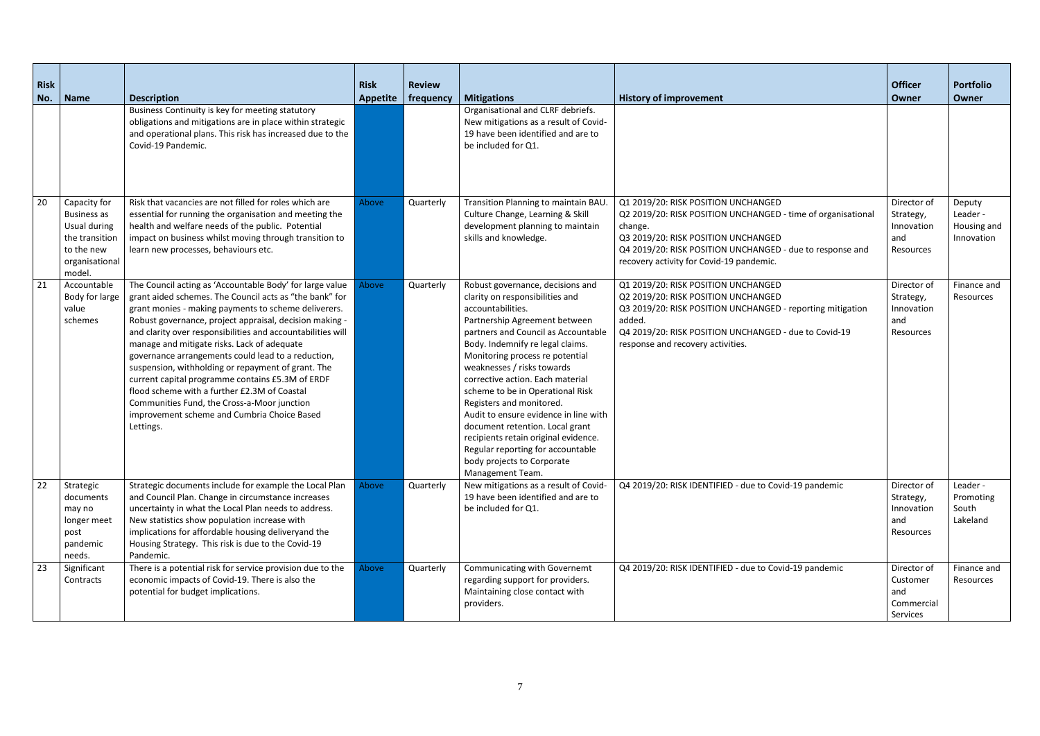| Risk No. | Name | Description | Risk Appetite | Review frequency | Mitigations | History of improvement | Officer Owner | Portfolio Owner |
|---|---|---|---|---|---|---|---|---|
| | | Business Continuity is key for meeting statutory obligations and mitigations are in place within strategic and operational plans. This risk has increased due to the Covid-19 Pandemic. | | | Organisational and CLRF debriefs. New mitigations as a result of Covid-19 have been identified and are to be included for Q1. | | | |
| 20 | Capacity for Business as Usual during the transition to the new organisational model. | Risk that vacancies are not filled for roles which are essential for running the organisation and meeting the health and welfare needs of the public. Potential impact on business whilst moving through transition to learn new processes, behaviours etc. | Above | Quarterly | Transition Planning to maintain BAU. Culture Change, Learning & Skill development planning to maintain skills and knowledge. | Q1 2019/20: RISK POSITION UNCHANGED<br>Q2 2019/20: RISK POSITION UNCHANGED - time of organisational change.<br>Q3 2019/20: RISK POSITION UNCHANGED<br>Q4 2019/20: RISK POSITION UNCHANGED - due to response and recovery activity for Covid-19 pandemic. | Director of Strategy, Innovation and Resources | Deputy Leader - Housing and Innovation |
| 21 | Accountable Body for large value schemes | The Council acting as 'Accountable Body' for large value grant aided schemes. The Council acts as "the bank" for grant monies - making payments to scheme deliverers. Robust governance, project appraisal, decision making - and clarity over responsibilities and accountabilities will manage and mitigate risks. Lack of adequate governance arrangements could lead to a reduction, suspension, withholding or repayment of grant. The current capital programme contains £5.3M of ERDF flood scheme with a further £2.3M of Coastal Communities Fund, the Cross-a-Moor junction improvement scheme and Cumbria Choice Based Lettings. | Above | Quarterly | Robust governance, decisions and clarity on responsibilities and accountabilities.<br>Partnership Agreement between partners and Council as Accountable Body. Indemnify re legal claims. Monitoring process re potential weaknesses / risks towards corrective action. Each material scheme to be in Operational Risk Registers and monitored.<br>Audit to ensure evidence in line with document retention. Local grant recipients retain original evidence. Regular reporting for accountable body projects to Corporate Management Team. | Q1 2019/20: RISK POSITION UNCHANGED<br>Q2 2019/20: RISK POSITION UNCHANGED<br>Q3 2019/20: RISK POSITION UNCHANGED - reporting mitigation added.<br>Q4 2019/20: RISK POSITION UNCHANGED - due to Covid-19 response and recovery activities. | Director of Strategy, Innovation and Resources | Finance and Resources |
| 22 | Strategic documents may no longer meet post pandemic needs. | Strategic documents include for example the Local Plan and Council Plan. Change in circumstance increases uncertainty in what the Local Plan needs to address. New statistics show population increase with implications for affordable housing deliveryand the Housing Strategy. This risk is due to the Covid-19 Pandemic. | Above | Quarterly | New mitigations as a result of Covid-19 have been identified and are to be included for Q1. | Q4 2019/20: RISK IDENTIFIED - due to Covid-19 pandemic | Director of Strategy, Innovation and Resources | Leader - Promoting South Lakeland |
| 23 | Significant Contracts | There is a potential risk for service provision due to the economic impacts of Covid-19. There is also the potential for budget implications. | Above | Quarterly | Communicating with Governemt regarding support for providers. Maintaining close contact with providers. | Q4 2019/20: RISK IDENTIFIED - due to Covid-19 pandemic | Director of Customer and Commercial Services | Finance and Resources |